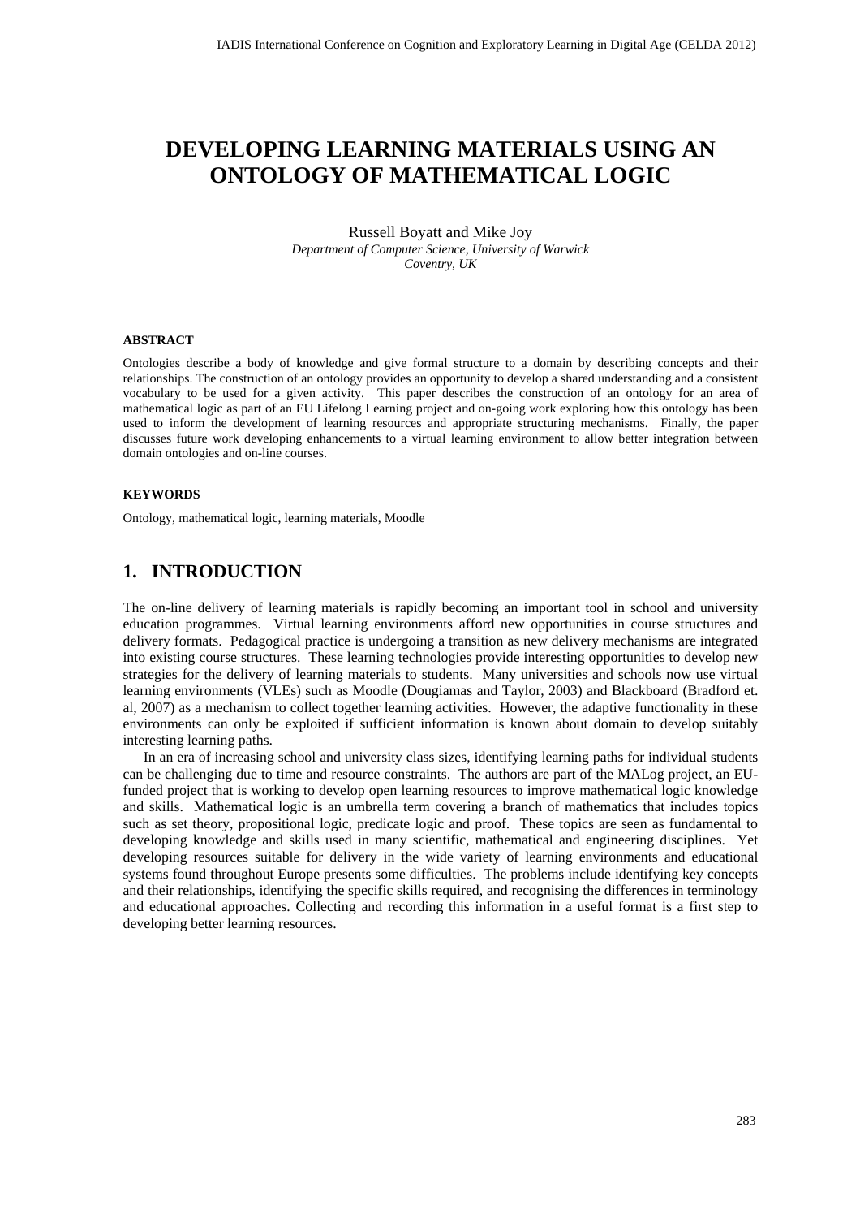# DEVELOPING LEARNING MATERIALS USING AN ONTOLOGY OF MATHEMATICAL LOGIC

Russell Boyatt and Mike Joy

*Department of Computer Science, University of Warwick*
*Coventry, UK*

#### ABSTRACT

Ontologies describe a body of knowledge and give formal structure to a domain by describing concepts and their relationships. The construction of an ontology provides an opportunity to develop a shared understanding and a consistent vocabulary to be used for a given activity. This paper describes the construction of an ontology for an area of mathematical logic as part of an EU Lifelong Learning project and on-going work exploring how this ontology has been used to inform the development of learning resources and appropriate structuring mechanisms. Finally, the paper discusses future work developing enhancements to a virtual learning environment to allow better integration between domain ontologies and on-line courses.

#### KEYWORDS

Ontology, mathematical logic, learning materials, Moodle

## 1. INTRODUCTION

The on-line delivery of learning materials is rapidly becoming an important tool in school and university education programmes. Virtual learning environments afford new opportunities in course structures and delivery formats. Pedagogical practice is undergoing a transition as new delivery mechanisms are integrated into existing course structures. These learning technologies provide interesting opportunities to develop new strategies for the delivery of learning materials to students. Many universities and schools now use virtual learning environments (VLEs) such as Moodle (Dougiamas and Taylor, 2003) and Blackboard (Bradford et. al, 2007) as a mechanism to collect together learning activities. However, the adaptive functionality in these environments can only be exploited if sufficient information is known about domain to develop suitably interesting learning paths.

In an era of increasing school and university class sizes, identifying learning paths for individual students can be challenging due to time and resource constraints. The authors are part of the MALog project, an EU-funded project that is working to develop open learning resources to improve mathematical logic knowledge and skills. Mathematical logic is an umbrella term covering a branch of mathematics that includes topics such as set theory, propositional logic, predicate logic and proof. These topics are seen as fundamental to developing knowledge and skills used in many scientific, mathematical and engineering disciplines. Yet developing resources suitable for delivery in the wide variety of learning environments and educational systems found throughout Europe presents some difficulties. The problems include identifying key concepts and their relationships, identifying the specific skills required, and recognising the differences in terminology and educational approaches. Collecting and recording this information in a useful format is a first step to developing better learning resources.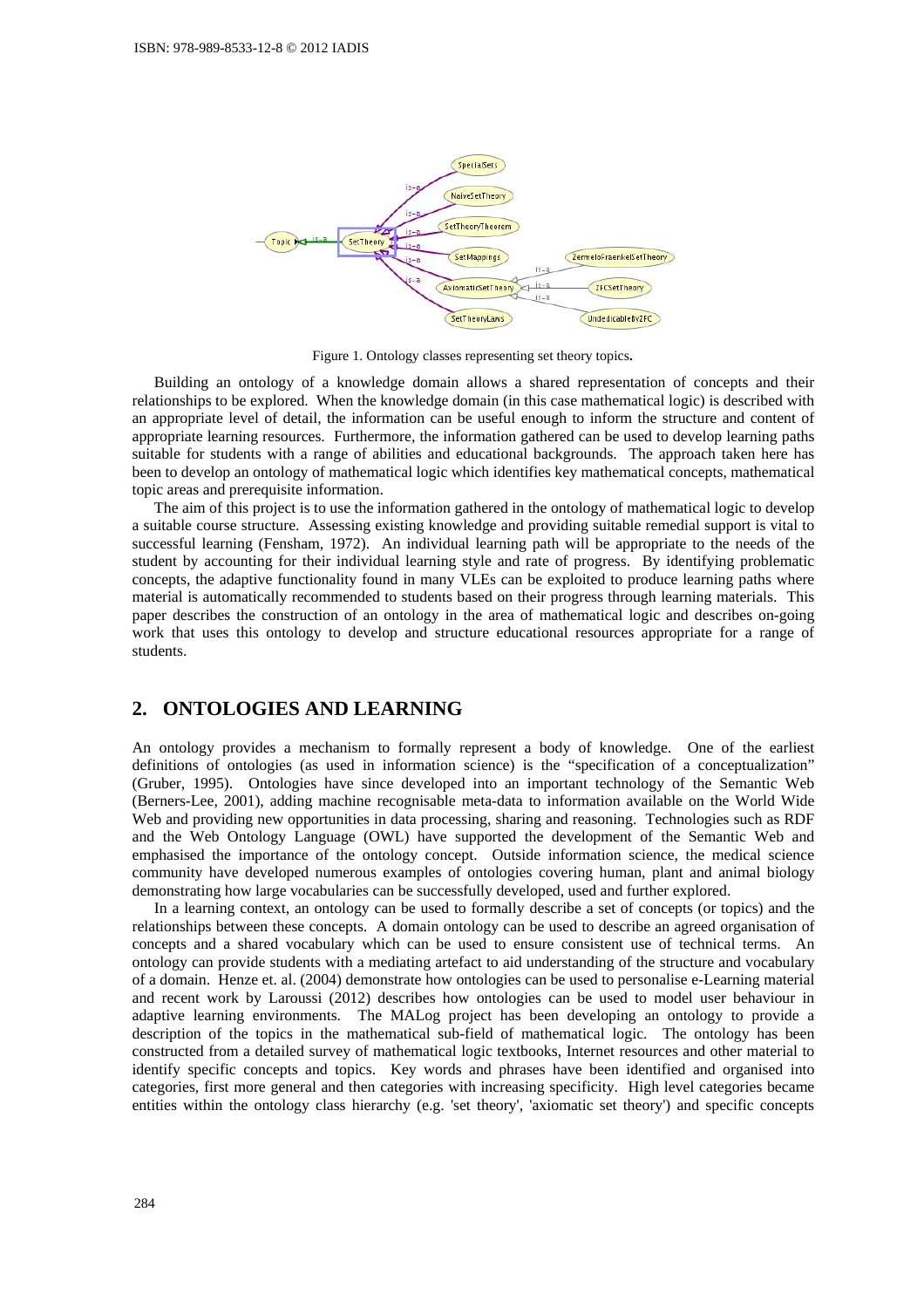Figure 1. Ontology classes representing set theory topics.

Building an ontology of a knowledge domain allows a shared representation of concepts and their relationships to be explored. When the knowledge domain (in this case mathematical logic) is described with an appropriate level of detail, the information can be useful enough to inform the structure and content of appropriate learning resources. Furthermore, the information gathered can be used to develop learning paths suitable for students with a range of abilities and educational backgrounds. The approach taken here has been to develop an ontology of mathematical logic which identifies key mathematical concepts, mathematical topic areas and prerequisite information.

The aim of this project is to use the information gathered in the ontology of mathematical logic to develop a suitable course structure. Assessing existing knowledge and providing suitable remedial support is vital to successful learning (Fensham, 1972). An individual learning path will be appropriate to the needs of the student by accounting for their individual learning style and rate of progress. By identifying problematic concepts, the adaptive functionality found in many VLEs can be exploited to produce learning paths where material is automatically recommended to students based on their progress through learning materials. This paper describes the construction of an ontology in the area of mathematical logic and describes on-going work that uses this ontology to develop and structure educational resources appropriate for a range of students.

## 2. ONTOLOGIES AND LEARNING

An ontology provides a mechanism to formally represent a body of knowledge. One of the earliest definitions of ontologies (as used in information science) is the "specification of a conceptualization" (Gruber, 1995). Ontologies have since developed into an important technology of the Semantic Web (Berners-Lee, 2001), adding machine recognisable meta-data to information available on the World Wide Web and providing new opportunities in data processing, sharing and reasoning. Technologies such as RDF and the Web Ontology Language (OWL) have supported the development of the Semantic Web and emphasised the importance of the ontology concept. Outside information science, the medical science community have developed numerous examples of ontologies covering human, plant and animal biology demonstrating how large vocabularies can be successfully developed, used and further explored.

In a learning context, an ontology can be used to formally describe a set of concepts (or topics) and the relationships between these concepts. A domain ontology can be used to describe an agreed organisation of concepts and a shared vocabulary which can be used to ensure consistent use of technical terms. An ontology can provide students with a mediating artefact to aid understanding of the structure and vocabulary of a domain. Henze et. al. (2004) demonstrate how ontologies can be used to personalise e-Learning material and recent work by Laroussi (2012) describes how ontologies can be used to model user behaviour in adaptive learning environments. The MALog project has been developing an ontology to provide a description of the topics in the mathematical sub-field of mathematical logic. The ontology has been constructed from a detailed survey of mathematical logic textbooks, Internet resources and other material to identify specific concepts and topics. Key words and phrases have been identified and organised into categories, first more general and then categories with increasing specificity. High level categories became entities within the ontology class hierarchy (e.g. 'set theory', 'axiomatic set theory') and specific concepts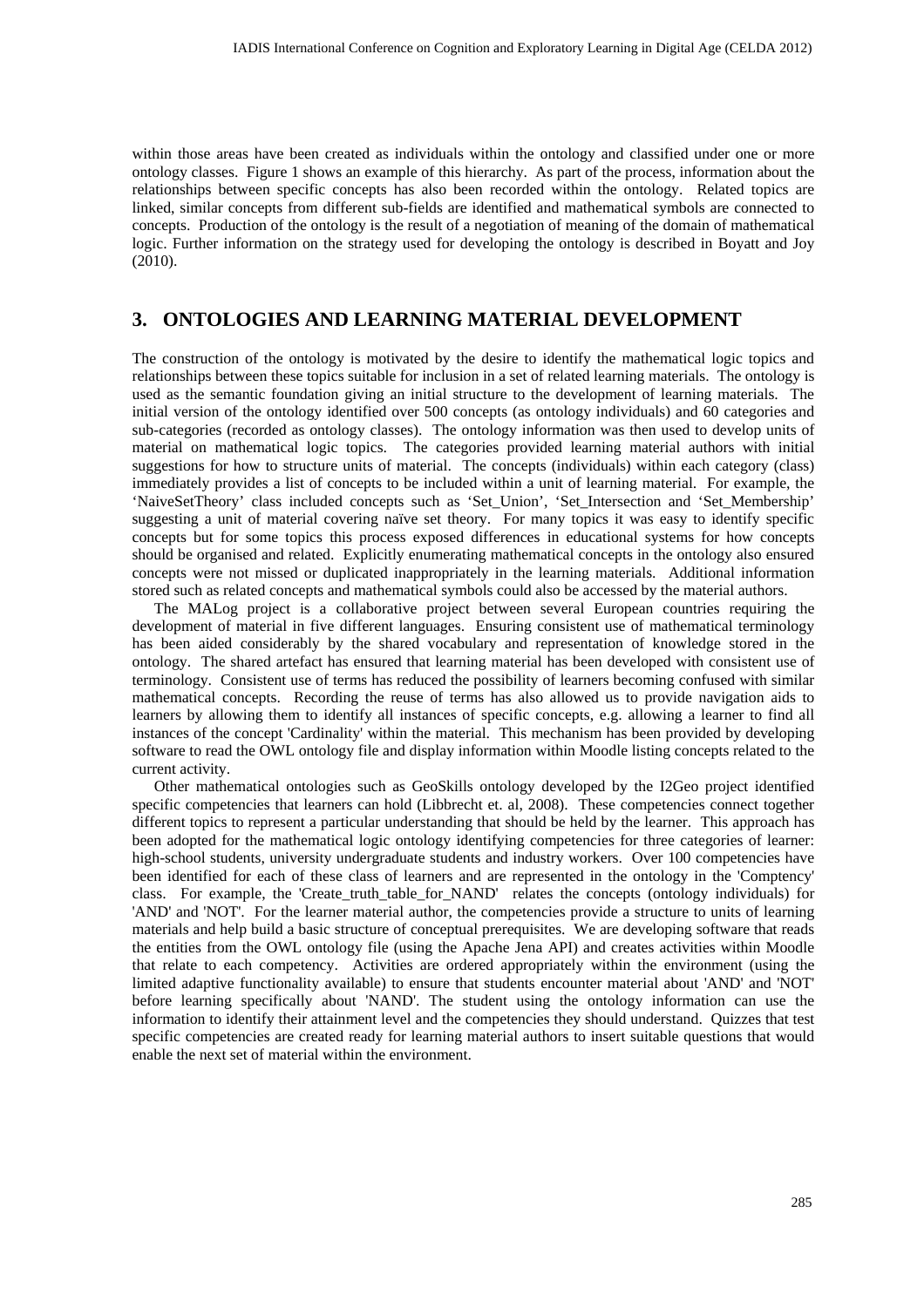within those areas have been created as individuals within the ontology and classified under one or more ontology classes. Figure 1 shows an example of this hierarchy. As part of the process, information about the relationships between specific concepts has also been recorded within the ontology. Related topics are linked, similar concepts from different sub-fields are identified and mathematical symbols are connected to concepts. Production of the ontology is the result of a negotiation of meaning of the domain of mathematical logic. Further information on the strategy used for developing the ontology is described in Boyatt and Joy (2010).

## 3. ONTOLOGIES AND LEARNING MATERIAL DEVELOPMENT

The construction of the ontology is motivated by the desire to identify the mathematical logic topics and relationships between these topics suitable for inclusion in a set of related learning materials. The ontology is used as the semantic foundation giving an initial structure to the development of learning materials. The initial version of the ontology identified over 500 concepts (as ontology individuals) and 60 categories and sub-categories (recorded as ontology classes). The ontology information was then used to develop units of material on mathematical logic topics. The categories provided learning material authors with initial suggestions for how to structure units of material. The concepts (individuals) within each category (class) immediately provides a list of concepts to be included within a unit of learning material. For example, the 'NaiveSetTheory' class included concepts such as 'Set_Union', 'Set_Intersection and 'Set_Membership' suggesting a unit of material covering naïve set theory. For many topics it was easy to identify specific concepts but for some topics this process exposed differences in educational systems for how concepts should be organised and related. Explicitly enumerating mathematical concepts in the ontology also ensured concepts were not missed or duplicated inappropriately in the learning materials. Additional information stored such as related concepts and mathematical symbols could also be accessed by the material authors.

The MALog project is a collaborative project between several European countries requiring the development of material in five different languages. Ensuring consistent use of mathematical terminology has been aided considerably by the shared vocabulary and representation of knowledge stored in the ontology. The shared artefact has ensured that learning material has been developed with consistent use of terminology. Consistent use of terms has reduced the possibility of learners becoming confused with similar mathematical concepts. Recording the reuse of terms has also allowed us to provide navigation aids to learners by allowing them to identify all instances of specific concepts, e.g. allowing a learner to find all instances of the concept 'Cardinality' within the material. This mechanism has been provided by developing software to read the OWL ontology file and display information within Moodle listing concepts related to the current activity.

Other mathematical ontologies such as GeoSkills ontology developed by the I2Geo project identified specific competencies that learners can hold (Libbrecht et. al, 2008). These competencies connect together different topics to represent a particular understanding that should be held by the learner. This approach has been adopted for the mathematical logic ontology identifying competencies for three categories of learner: high-school students, university undergraduate students and industry workers. Over 100 competencies have been identified for each of these class of learners and are represented in the ontology in the 'Comptency' class. For example, the 'Create_truth_table_for_NAND' relates the concepts (ontology individuals) for 'AND' and 'NOT'. For the learner material author, the competencies provide a structure to units of learning materials and help build a basic structure of conceptual prerequisites. We are developing software that reads the entities from the OWL ontology file (using the Apache Jena API) and creates activities within Moodle that relate to each competency. Activities are ordered appropriately within the environment (using the limited adaptive functionality available) to ensure that students encounter material about 'AND' and 'NOT' before learning specifically about 'NAND'. The student using the ontology information can use the information to identify their attainment level and the competencies they should understand. Quizzes that test specific competencies are created ready for learning material authors to insert suitable questions that would enable the next set of material within the environment.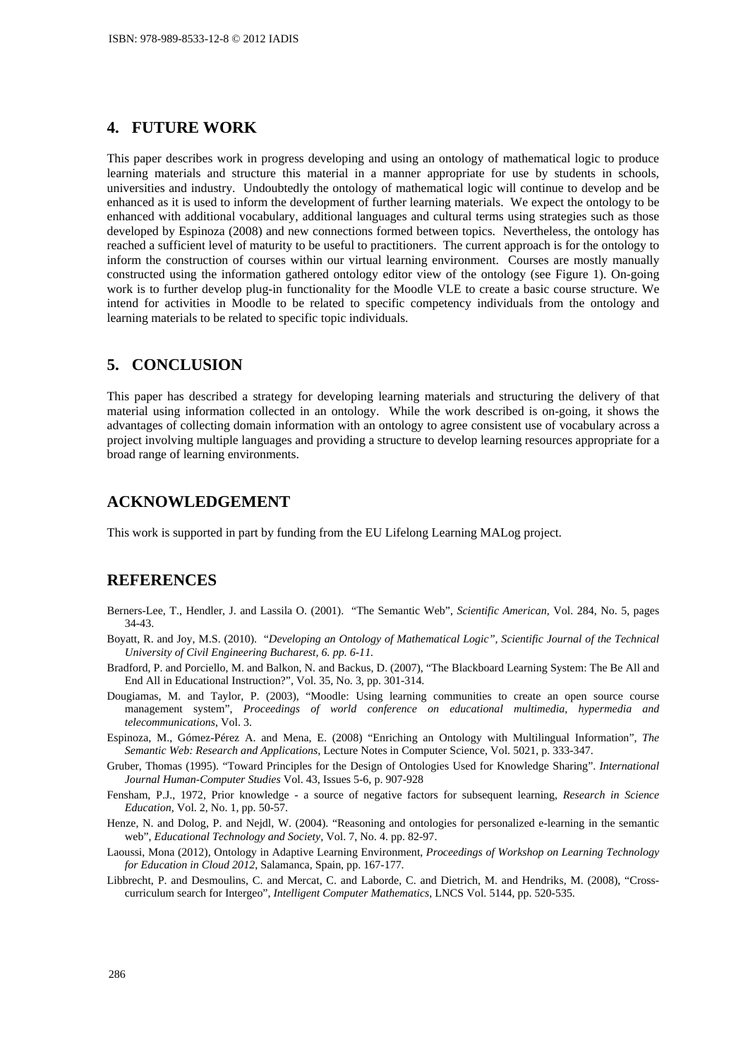## 4. FUTURE WORK

This paper describes work in progress developing and using an ontology of mathematical logic to produce learning materials and structure this material in a manner appropriate for use by students in schools, universities and industry. Undoubtedly the ontology of mathematical logic will continue to develop and be enhanced as it is used to inform the development of further learning materials. We expect the ontology to be enhanced with additional vocabulary, additional languages and cultural terms using strategies such as those developed by Espinoza (2008) and new connections formed between topics. Nevertheless, the ontology has reached a sufficient level of maturity to be useful to practitioners. The current approach is for the ontology to inform the construction of courses within our virtual learning environment. Courses are mostly manually constructed using the information gathered ontology editor view of the ontology (see Figure 1). On-going work is to further develop plug-in functionality for the Moodle VLE to create a basic course structure. We intend for activities in Moodle to be related to specific competency individuals from the ontology and learning materials to be related to specific topic individuals.

## 5. CONCLUSION

This paper has described a strategy for developing learning materials and structuring the delivery of that material using information collected in an ontology. While the work described is on-going, it shows the advantages of collecting domain information with an ontology to agree consistent use of vocabulary across a project involving multiple languages and providing a structure to develop learning resources appropriate for a broad range of learning environments.

## ACKNOWLEDGEMENT

This work is supported in part by funding from the EU Lifelong Learning MALog project.

## REFERENCES

Berners-Lee, T., Hendler, J. and Lassila O. (2001). "The Semantic Web", *Scientific American*, Vol. 284, No. 5, pages 34-43.

Boyatt, R. and Joy, M.S. (2010). "*Developing an Ontology of Mathematical Logic", Scientific Journal of the Technical University of Civil Engineering Bucharest, 6. pp. 6-11.*

Bradford, P. and Porciello, M. and Balkon, N. and Backus, D. (2007), "The Blackboard Learning System: The Be All and End All in Educational Instruction?", Vol. 35, No. 3, pp. 301-314.

Dougiamas, M. and Taylor, P. (2003), "Moodle: Using learning communities to create an open source course management system", *Proceedings of world conference on educational multimedia, hypermedia and telecommunications*, Vol. 3.

Espinoza, M., Gómez-Pérez A. and Mena, E. (2008) "Enriching an Ontology with Multilingual Information", *The Semantic Web: Research and Applications*, Lecture Notes in Computer Science, Vol. 5021, p. 333-347.

Gruber, Thomas (1995). "Toward Principles for the Design of Ontologies Used for Knowledge Sharing". *International Journal Human-Computer Studies* Vol. 43, Issues 5-6, p. 907-928

Fensham, P.J., 1972, Prior knowledge - a source of negative factors for subsequent learning, *Research in Science Education*, Vol. 2, No. 1, pp. 50-57.

Henze, N. and Dolog, P. and Nejdl, W. (2004). "Reasoning and ontologies for personalized e-learning in the semantic web", *Educational Technology and Society*, Vol. 7, No. 4. pp. 82-97.

Laoussi, Mona (2012), Ontology in Adaptive Learning Environment, *Proceedings of Workshop on Learning Technology for Education in Cloud 2012*, Salamanca, Spain, pp. 167-177.

Libbrecht, P. and Desmoulins, C. and Mercat, C. and Laborde, C. and Dietrich, M. and Hendriks, M. (2008), "Cross-curriculum search for Intergeo", *Intelligent Computer Mathematics*, LNCS Vol. 5144, pp. 520-535.